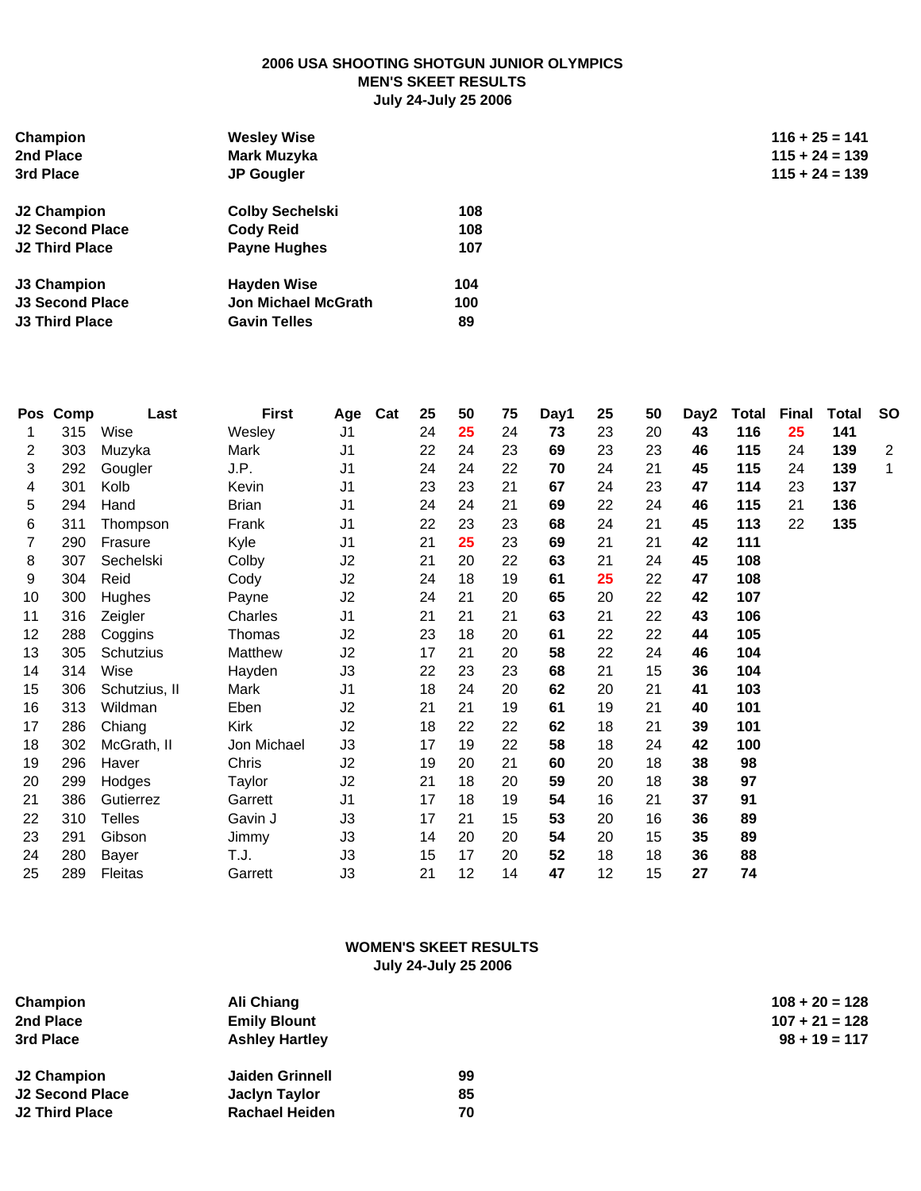# 2006 USA SHOOTING SHOTGUN JUNIOR OLYMPICS
## MEN'S SKEET RESULTS
### July 24-July 25 2006

| | | |
|---|---|---|
| **Champion** | **Wesley Wise** | **116 + 25 = 141** |
| **2nd Place** | **Mark Muzyka** | **115 + 24 = 139** |
| **3rd Place** | **JP Gougler** | **115 + 24 = 139** |

| | | |
|---|---|---|
| **J2 Champion** | **Colby Sechelski** | **108** |
| **J2 Second Place** | **Cody Reid** | **108** |
| **J2 Third Place** | **Payne Hughes** | **107** |

| | | |
|---|---|---|
| **J3 Champion** | **Hayden Wise** | **104** |
| **J3 Second Place** | **Jon Michael McGrath** | **100** |
| **J3 Third Place** | **Gavin Telles** | **89** |

| Pos | Comp | Last | First | Age | Cat | 25 | 50 | 75 | Day1 | 25 | 50 | Day2 | Total | Final | Total | SO |
|---|---|---|---|---|---|---|---|---|---|---|---|---|---|---|---|---|
| 1 | 315 | Wise | Wesley | J1 | | 24 | 25 | 24 | **73** | 23 | 20 | **43** | **116** | 25 | **141** | |
| 2 | 303 | Muzyka | Mark | J1 | | 22 | 24 | 23 | **69** | 23 | 23 | **46** | **115** | 24 | **139** | 2 |
| 3 | 292 | Gougler | J.P. | J1 | | 24 | 24 | 22 | **70** | 24 | 21 | **45** | **115** | 24 | **139** | 1 |
| 4 | 301 | Kolb | Kevin | J1 | | 23 | 23 | 21 | **67** | 24 | 23 | **47** | **114** | 23 | **137** | |
| 5 | 294 | Hand | Brian | J1 | | 24 | 24 | 21 | **69** | 22 | 24 | **46** | **115** | 21 | **136** | |
| 6 | 311 | Thompson | Frank | J1 | | 22 | 23 | 23 | **68** | 24 | 21 | **45** | **113** | 22 | **135** | |
| 7 | 290 | Frasure | Kyle | J1 | | 21 | 25 | 23 | **69** | 21 | 21 | **42** | **111** | | | |
| 8 | 307 | Sechelski | Colby | J2 | | 21 | 20 | 22 | **63** | 21 | 24 | **45** | **108** | | | |
| 9 | 304 | Reid | Cody | J2 | | 24 | 18 | 19 | **61** | 25 | 22 | **47** | **108** | | | |
| 10 | 300 | Hughes | Payne | J2 | | 24 | 21 | 20 | **65** | 20 | 22 | **42** | **107** | | | |
| 11 | 316 | Zeigler | Charles | J1 | | 21 | 21 | 21 | **63** | 21 | 22 | **43** | **106** | | | |
| 12 | 288 | Coggins | Thomas | J2 | | 23 | 18 | 20 | **61** | 22 | 22 | **44** | **105** | | | |
| 13 | 305 | Schutzius | Matthew | J2 | | 17 | 21 | 20 | **58** | 22 | 24 | **46** | **104** | | | |
| 14 | 314 | Wise | Hayden | J3 | | 22 | 23 | 23 | **68** | 21 | 15 | **36** | **104** | | | |
| 15 | 306 | Schutzius, II | Mark | J1 | | 18 | 24 | 20 | **62** | 20 | 21 | **41** | **103** | | | |
| 16 | 313 | Wildman | Eben | J2 | | 21 | 21 | 19 | **61** | 19 | 21 | **40** | **101** | | | |
| 17 | 286 | Chiang | Kirk | J2 | | 18 | 22 | 22 | **62** | 18 | 21 | **39** | **101** | | | |
| 18 | 302 | McGrath, II | Jon Michael | J3 | | 17 | 19 | 22 | **58** | 18 | 24 | **42** | **100** | | | |
| 19 | 296 | Haver | Chris | J2 | | 19 | 20 | 21 | **60** | 20 | 18 | **38** | **98** | | | |
| 20 | 299 | Hodges | Taylor | J2 | | 21 | 18 | 20 | **59** | 20 | 18 | **38** | **97** | | | |
| 21 | 386 | Gutierrez | Garrett | J1 | | 17 | 18 | 19 | **54** | 16 | 21 | **37** | **91** | | | |
| 22 | 310 | Telles | Gavin J | J3 | | 17 | 21 | 15 | **53** | 20 | 16 | **36** | **89** | | | |
| 23 | 291 | Gibson | Jimmy | J3 | | 14 | 20 | 20 | **54** | 20 | 15 | **35** | **89** | | | |
| 24 | 280 | Bayer | T.J. | J3 | | 15 | 17 | 20 | **52** | 18 | 18 | **36** | **88** | | | |
| 25 | 289 | Fleitas | Garrett | J3 | | 21 | 12 | 14 | **47** | 12 | 15 | **27** | **74** | | | |

## WOMEN'S SKEET RESULTS
### July 24-July 25 2006

| | | |
|---|---|---|
| **Champion** | **Ali Chiang** | **108 + 20 = 128** |
| **2nd Place** | **Emily Blount** | **107 + 21 = 128** |
| **3rd Place** | **Ashley Hartley** | **98 + 19 = 117** |

| | | |
|---|---|---|
| **J2 Champion** | **Jaiden Grinnell** | **99** |
| **J2 Second Place** | **Jaclyn Taylor** | **85** |
| **J2 Third Place** | **Rachael Heiden** | **70** |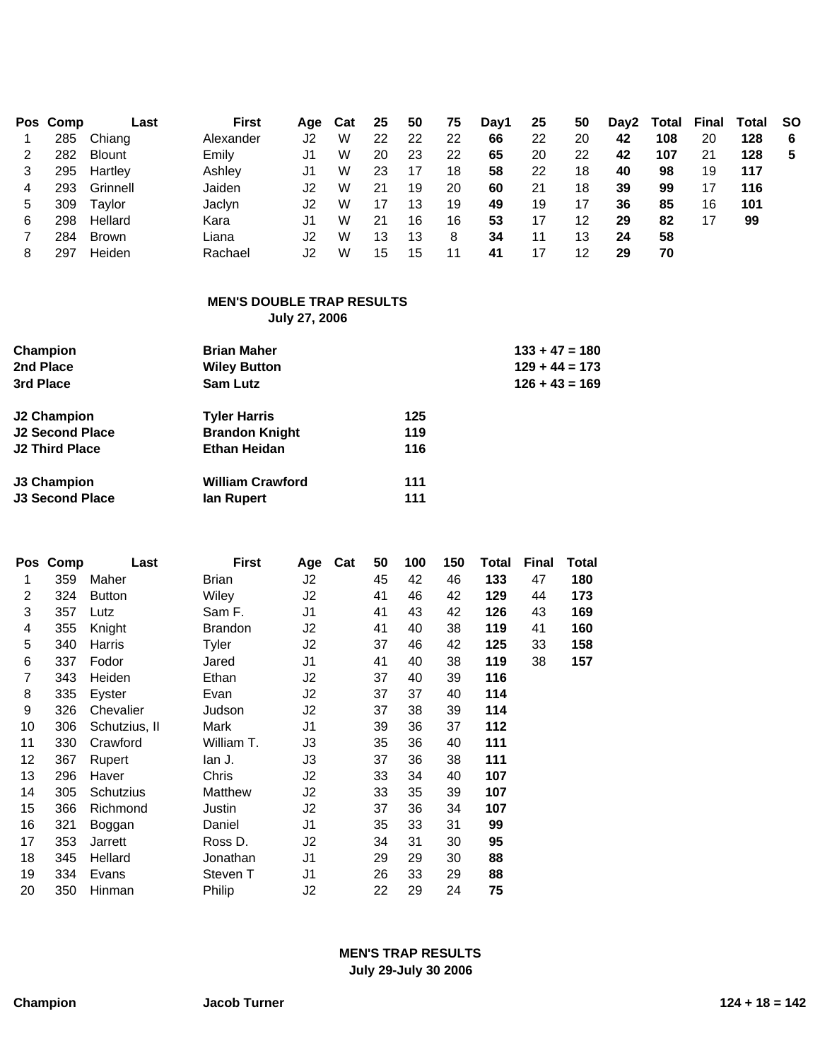| Pos | Comp | Last | First | Age | Cat | 25 | 50 | 75 | Day1 | 25 | 50 | Day2 | Total | Final | Total | SO |
|---|---|---|---|---|---|---|---|---|---|---|---|---|---|---|---|---|
| 1 | 285 | Chiang | Alexander | J2 | W | 22 | 22 | 22 | **66** | 22 | 20 | **42** | **108** | 20 | **128** | **6** |
| 2 | 282 | Blount | Emily | J1 | W | 20 | 23 | 22 | **65** | 20 | 22 | **42** | **107** | 21 | **128** | **5** |
| 3 | 295 | Hartley | Ashley | J1 | W | 23 | 17 | 18 | **58** | 22 | 18 | **40** | **98** | 19 | **117** | |
| 4 | 293 | Grinnell | Jaiden | J2 | W | 21 | 19 | 20 | **60** | 21 | 18 | **39** | **99** | 17 | **116** | |
| 5 | 309 | Taylor | Jaclyn | J2 | W | 17 | 13 | 19 | **49** | 19 | 17 | **36** | **85** | 16 | **101** | |
| 6 | 298 | Hellard | Kara | J1 | W | 21 | 16 | 16 | **53** | 17 | 12 | **29** | **82** | 17 | **99** | |
| 7 | 284 | Brown | Liana | J2 | W | 13 | 13 | 8 | **34** | 11 | 13 | **24** | **58** | | | |
| 8 | 297 | Heiden | Rachael | J2 | W | 15 | 15 | 11 | **41** | 17 | 12 | **29** | **70** | | | |

## MEN'S DOUBLE TRAP RESULTS
**July 27, 2006**

| | | |
|---|---|---|
| **Champion** | **Brian Maher** | **133 + 47 = 180** |
| **2nd Place** | **Wiley Button** | **129 + 44 = 173** |
| **3rd Place** | **Sam Lutz** | **126 + 43 = 169** |
| **J2 Champion** | **Tyler Harris** | **125** |
| **J2 Second Place** | **Brandon Knight** | **119** |
| **J2 Third Place** | **Ethan Heidan** | **116** |
| **J3 Champion** | **William Crawford** | **111** |
| **J3 Second Place** | **Ian Rupert** | **111** |

| Pos | Comp | Last | First | Age | Cat | 50 | 100 | 150 | Total | Final | Total |
|---|---|---|---|---|---|---|---|---|---|---|---|
| 1 | 359 | Maher | Brian | J2 | | 45 | 42 | 46 | **133** | 47 | **180** |
| 2 | 324 | Button | Wiley | J2 | | 41 | 46 | 42 | **129** | 44 | **173** |
| 3 | 357 | Lutz | Sam F. | J1 | | 41 | 43 | 42 | **126** | 43 | **169** |
| 4 | 355 | Knight | Brandon | J2 | | 41 | 40 | 38 | **119** | 41 | **160** |
| 5 | 340 | Harris | Tyler | J2 | | 37 | 46 | 42 | **125** | 33 | **158** |
| 6 | 337 | Fodor | Jared | J1 | | 41 | 40 | 38 | **119** | 38 | **157** |
| 7 | 343 | Heiden | Ethan | J2 | | 37 | 40 | 39 | **116** | | |
| 8 | 335 | Eyster | Evan | J2 | | 37 | 37 | 40 | **114** | | |
| 9 | 326 | Chevalier | Judson | J2 | | 37 | 38 | 39 | **114** | | |
| 10 | 306 | Schutzius, II | Mark | J1 | | 39 | 36 | 37 | **112** | | |
| 11 | 330 | Crawford | William T. | J3 | | 35 | 36 | 40 | **111** | | |
| 12 | 367 | Rupert | Ian J. | J3 | | 37 | 36 | 38 | **111** | | |
| 13 | 296 | Haver | Chris | J2 | | 33 | 34 | 40 | **107** | | |
| 14 | 305 | Schutzius | Matthew | J2 | | 33 | 35 | 39 | **107** | | |
| 15 | 366 | Richmond | Justin | J2 | | 37 | 36 | 34 | **107** | | |
| 16 | 321 | Boggan | Daniel | J1 | | 35 | 33 | 31 | **99** | | |
| 17 | 353 | Jarrett | Ross D. | J2 | | 34 | 31 | 30 | **95** | | |
| 18 | 345 | Hellard | Jonathan | J1 | | 29 | 29 | 30 | **88** | | |
| 19 | 334 | Evans | Steven T | J1 | | 26 | 33 | 29 | **88** | | |
| 20 | 350 | Hinman | Philip | J2 | | 22 | 29 | 24 | **75** | | |

## MEN'S TRAP RESULTS
**July 29-July 30 2006**

| | | |
|---|---|---|
| **Champion** | **Jacob Turner** | **124 + 18 = 142** |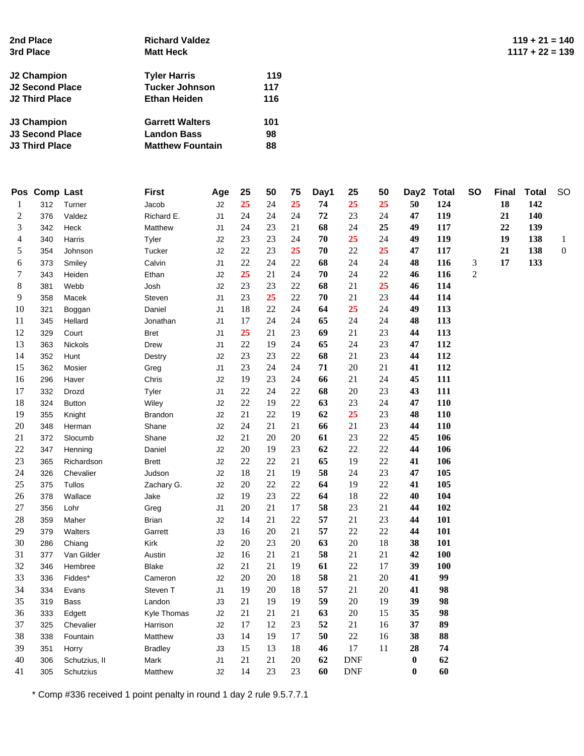| | | |
|---|---|---|
| **2nd Place** | **Richard Valdez** | **119 + 21 = 140** |
| **3rd Place** | **Matt Heck** | **1117 + 22 = 139** |

| | | |
|---|---|---|
| **J2 Champion** | **Tyler Harris** | **119** |
| **J2 Second Place** | **Tucker Johnson** | **117** |
| **J2 Third Place** | **Ethan Heiden** | **116** |
| **J3 Champion** | **Garrett Walters** | **101** |
| **J3 Second Place** | **Landon Bass** | **98** |
| **J3 Third Place** | **Matthew Fountain** | **88** |

| Pos | Comp | Last | First | Age | 25 | 50 | 75 | Day1 | 25 | 50 | Day2 | Total | SO | Final | Total | SO |
|---|---|---|---|---|---|---|---|---|---|---|---|---|---|---|---|---|
| 1 | 312 | Turner | Jacob | J2 | 25 | 24 | 25 | **74** | 25 | 25 | **50** | **124** | | **18** | **142** | |
| 2 | 376 | Valdez | Richard E. | J1 | 24 | 24 | 24 | **72** | 23 | 24 | **47** | **119** | | **21** | **140** | |
| 3 | 342 | Heck | Matthew | J1 | 24 | 23 | 21 | **68** | 24 | 25 | **49** | **117** | | **22** | **139** | |
| 4 | 340 | Harris | Tyler | J2 | 23 | 23 | 24 | **70** | 25 | 24 | **49** | **119** | | **19** | **138** | 1 |
| 5 | 354 | Johnson | Tucker | J2 | 22 | 23 | 25 | **70** | 22 | 25 | **47** | **117** | | **21** | **138** | 0 |
| 6 | 373 | Smiley | Calvin | J1 | 22 | 24 | 22 | **68** | 24 | 24 | **48** | **116** | 3 | **17** | **133** | |
| 7 | 343 | Heiden | Ethan | J2 | 25 | 21 | 24 | **70** | 24 | 22 | **46** | **116** | 2 | | | |
| 8 | 381 | Webb | Josh | J2 | 23 | 23 | 22 | **68** | 21 | 25 | **46** | **114** | | | | |
| 9 | 358 | Macek | Steven | J1 | 23 | 25 | 22 | **70** | 21 | 23 | **44** | **114** | | | | |
| 10 | 321 | Boggan | Daniel | J1 | 18 | 22 | 24 | **64** | 25 | 24 | **49** | **113** | | | | |
| 11 | 345 | Hellard | Jonathan | J1 | 17 | 24 | 24 | **65** | 24 | 24 | **48** | **113** | | | | |
| 12 | 329 | Court | Bret | J1 | 25 | 21 | 23 | **69** | 21 | 23 | **44** | **113** | | | | |
| 13 | 363 | Nickols | Drew | J1 | 22 | 19 | 24 | **65** | 24 | 23 | **47** | **112** | | | | |
| 14 | 352 | Hunt | Destry | J2 | 23 | 23 | 22 | **68** | 21 | 23 | **44** | **112** | | | | |
| 15 | 362 | Mosier | Greg | J1 | 23 | 24 | 24 | **71** | 20 | 21 | **41** | **112** | | | | |
| 16 | 296 | Haver | Chris | J2 | 19 | 23 | 24 | **66** | 21 | 24 | **45** | **111** | | | | |
| 17 | 332 | Drozd | Tyler | J1 | 22 | 24 | 22 | **68** | 20 | 23 | **43** | **111** | | | | |
| 18 | 324 | Button | Wiley | J2 | 22 | 19 | 22 | **63** | 23 | 24 | **47** | **110** | | | | |
| 19 | 355 | Knight | Brandon | J2 | 21 | 22 | 19 | **62** | 25 | 23 | **48** | **110** | | | | |
| 20 | 348 | Herman | Shane | J2 | 24 | 21 | 21 | **66** | 21 | 23 | **44** | **110** | | | | |
| 21 | 372 | Slocumb | Shane | J2 | 21 | 20 | 20 | **61** | 23 | 22 | **45** | **106** | | | | |
| 22 | 347 | Henning | Daniel | J2 | 20 | 19 | 23 | **62** | 22 | 22 | **44** | **106** | | | | |
| 23 | 365 | Richardson | Brett | J2 | 22 | 22 | 21 | **65** | 19 | 22 | **41** | **106** | | | | |
| 24 | 326 | Chevalier | Judson | J2 | 18 | 21 | 19 | **58** | 24 | 23 | **47** | **105** | | | | |
| 25 | 375 | Tullos | Zachary G. | J2 | 20 | 22 | 22 | **64** | 19 | 22 | **41** | **105** | | | | |
| 26 | 378 | Wallace | Jake | J2 | 19 | 23 | 22 | **64** | 18 | 22 | **40** | **104** | | | | |
| 27 | 356 | Lohr | Greg | J1 | 20 | 21 | 17 | **58** | 23 | 21 | **44** | **102** | | | | |
| 28 | 359 | Maher | Brian | J2 | 14 | 21 | 22 | **57** | 21 | 23 | **44** | **101** | | | | |
| 29 | 379 | Walters | Garrett | J3 | 16 | 20 | 21 | **57** | 22 | 22 | **44** | **101** | | | | |
| 30 | 286 | Chiang | Kirk | J2 | 20 | 23 | 20 | **63** | 20 | 18 | **38** | **101** | | | | |
| 31 | 377 | Van Gilder | Austin | J2 | 16 | 21 | 21 | **58** | 21 | 21 | **42** | **100** | | | | |
| 32 | 346 | Hembree | Blake | J2 | 21 | 21 | 19 | **61** | 22 | 17 | **39** | **100** | | | | |
| 33 | 336 | Fiddes* | Cameron | J2 | 20 | 20 | 18 | **58** | 21 | 20 | **41** | **99** | | | | |
| 34 | 334 | Evans | Steven T | J1 | 19 | 20 | 18 | **57** | 21 | 20 | **41** | **98** | | | | |
| 35 | 319 | Bass | Landon | J3 | 21 | 19 | 19 | **59** | 20 | 19 | **39** | **98** | | | | |
| 36 | 333 | Edgett | Kyle Thomas | J2 | 21 | 21 | 21 | **63** | 20 | 15 | **35** | **98** | | | | |
| 37 | 325 | Chevalier | Harrison | J2 | 17 | 12 | 23 | **52** | 21 | 16 | **37** | **89** | | | | |
| 38 | 338 | Fountain | Matthew | J3 | 14 | 19 | 17 | **50** | 22 | 16 | **38** | **88** | | | | |
| 39 | 351 | Horry | Bradley | J3 | 15 | 13 | 18 | **46** | 17 | 11 | **28** | **74** | | | | |
| 40 | 306 | Schutzius, II | Mark | J1 | 21 | 21 | 20 | **62** | DNF | | **0** | **62** | | | | |
| 41 | 305 | Schutzius | Matthew | J2 | 14 | 23 | 23 | **60** | DNF | | **0** | **60** | | | | |

\* Comp #336 received 1 point penalty in round 1 day 2 rule 9.5.7.7.1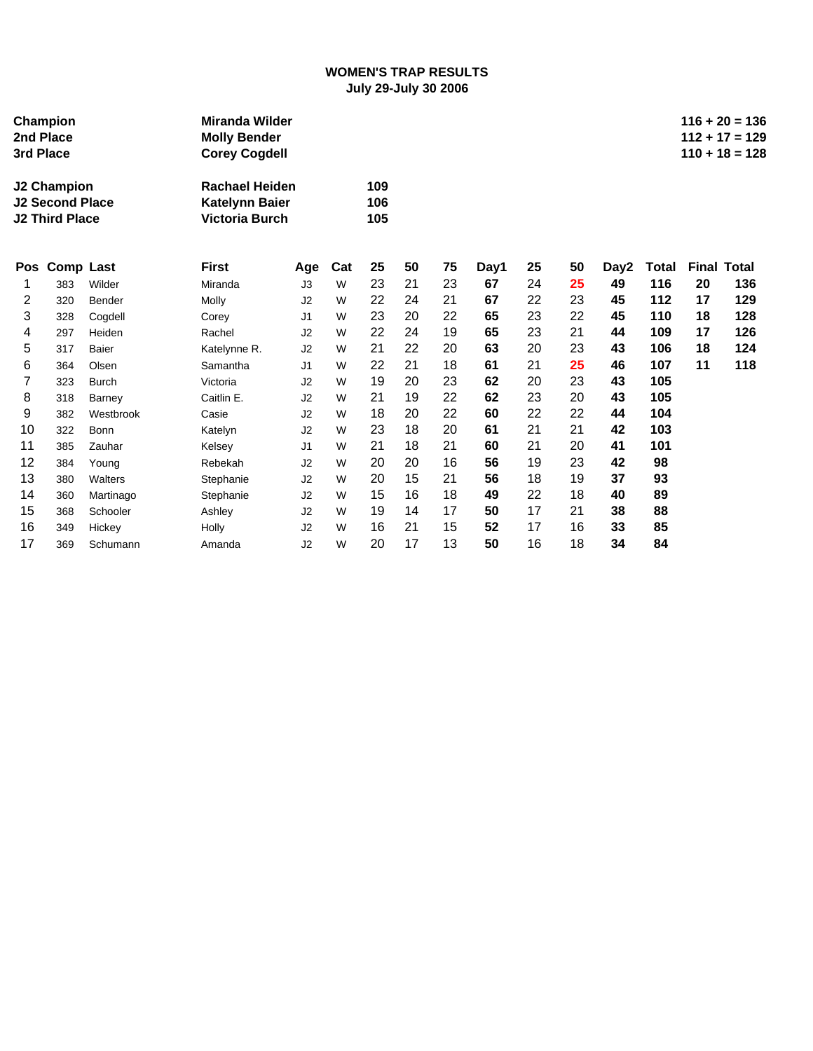**WOMEN'S TRAP RESULTS**
**July 29-July 30 2006**

| | | |
|---|---|---|
| **Champion** | **Miranda Wilder** | **116 + 20 = 136** |
| **2nd Place** | **Molly Bender** | **112 + 17 = 129** |
| **3rd Place** | **Corey Cogdell** | **110 + 18 = 128** |

| | | |
|---|---|---|
| **J2 Champion** | **Rachael Heiden** | **109** |
| **J2 Second Place** | **Katelynn Baier** | **106** |
| **J2 Third Place** | **Victoria Burch** | **105** |

| Pos | Comp | Last | First | Age | Cat | 25 | 50 | 75 | Day1 | 25 | 50 | Day2 | Total | Final | Total |
|---|---|---|---|---|---|---|---|---|---|---|---|---|---|---|---|
| 1 | 383 | Wilder | Miranda | J3 | W | 23 | 21 | 23 | **67** | 24 | **25** | **49** | **116** | **20** | **136** |
| 2 | 320 | Bender | Molly | J2 | W | 22 | 24 | 21 | **67** | 22 | 23 | **45** | **112** | **17** | **129** |
| 3 | 328 | Cogdell | Corey | J1 | W | 23 | 20 | 22 | **65** | 23 | 22 | **45** | **110** | **18** | **128** |
| 4 | 297 | Heiden | Rachel | J2 | W | 22 | 24 | 19 | **65** | 23 | 21 | **44** | **109** | **17** | **126** |
| 5 | 317 | Baier | Katelynne R. | J2 | W | 21 | 22 | 20 | **63** | 20 | 23 | **43** | **106** | **18** | **124** |
| 6 | 364 | Olsen | Samantha | J1 | W | 22 | 21 | 18 | **61** | 21 | **25** | **46** | **107** | **11** | **118** |
| 7 | 323 | Burch | Victoria | J2 | W | 19 | 20 | 23 | **62** | 20 | 23 | **43** | **105** | | |
| 8 | 318 | Barney | Caitlin E. | J2 | W | 21 | 19 | 22 | **62** | 23 | 20 | **43** | **105** | | |
| 9 | 382 | Westbrook | Casie | J2 | W | 18 | 20 | 22 | **60** | 22 | 22 | **44** | **104** | | |
| 10 | 322 | Bonn | Katelyn | J2 | W | 23 | 18 | 20 | **61** | 21 | 21 | **42** | **103** | | |
| 11 | 385 | Zauhar | Kelsey | J1 | W | 21 | 18 | 21 | **60** | 21 | 20 | **41** | **101** | | |
| 12 | 384 | Young | Rebekah | J2 | W | 20 | 20 | 16 | **56** | 19 | 23 | **42** | **98** | | |
| 13 | 380 | Walters | Stephanie | J2 | W | 20 | 15 | 21 | **56** | 18 | 19 | **37** | **93** | | |
| 14 | 360 | Martinago | Stephanie | J2 | W | 15 | 16 | 18 | **49** | 22 | 18 | **40** | **89** | | |
| 15 | 368 | Schooler | Ashley | J2 | W | 19 | 14 | 17 | **50** | 17 | 21 | **38** | **88** | | |
| 16 | 349 | Hickey | Holly | J2 | W | 16 | 21 | 15 | **52** | 17 | 16 | **33** | **85** | | |
| 17 | 369 | Schumann | Amanda | J2 | W | 20 | 17 | 13 | **50** | 16 | 18 | **34** | **84** | | |